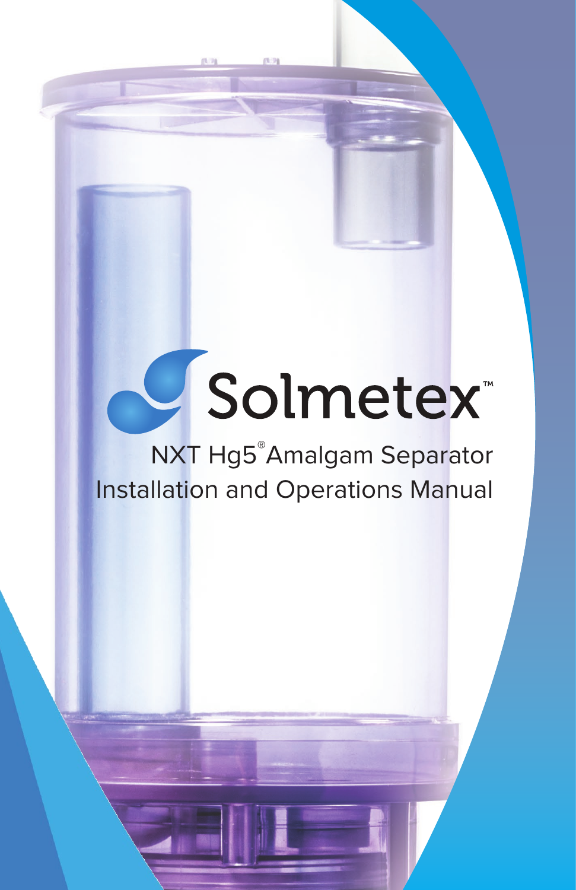# Solmetex™

## NXT Hg5® Amalgam Separator
## Installation and Operations Manual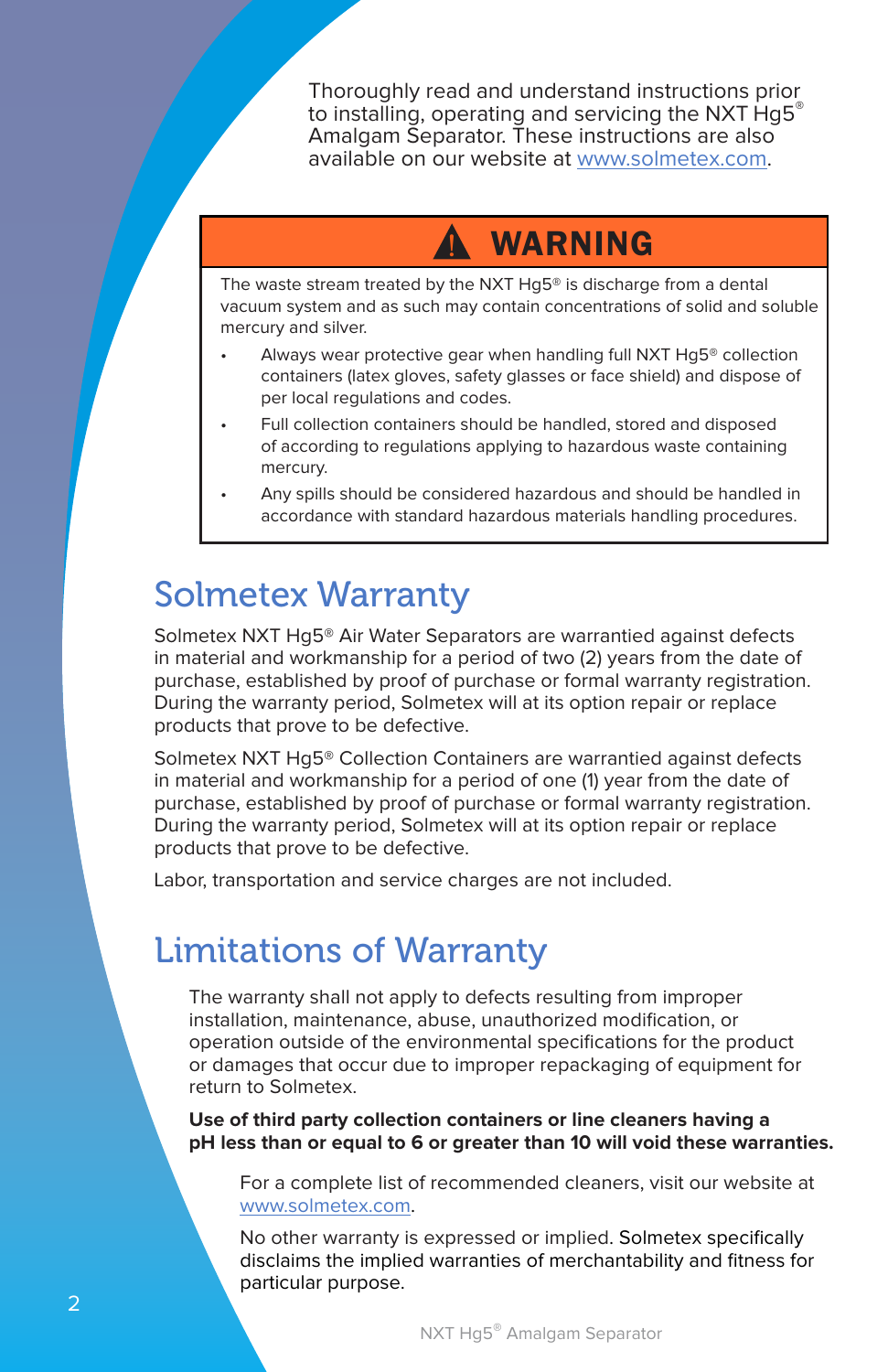Thoroughly read and understand instructions prior to installing, operating and servicing the NXT Hg5® Amalgam Separator. These instructions are also available on our website at www.solmetex.com.

> **⚠ WARNING**
>
> The waste stream treated by the NXT Hg5® is discharge from a dental vacuum system and as such may contain concentrations of solid and soluble mercury and silver.
>
> - Always wear protective gear when handling full NXT Hg5® collection containers (latex gloves, safety glasses or face shield) and dispose of per local regulations and codes.
> - Full collection containers should be handled, stored and disposed of according to regulations applying to hazardous waste containing mercury.
> - Any spills should be considered hazardous and should be handled in accordance with standard hazardous materials handling procedures.

## Solmetex Warranty

Solmetex NXT Hg5® Air Water Separators are warrantied against defects in material and workmanship for a period of two (2) years from the date of purchase, established by proof of purchase or formal warranty registration. During the warranty period, Solmetex will at its option repair or replace products that prove to be defective.

Solmetex NXT Hg5® Collection Containers are warrantied against defects in material and workmanship for a period of one (1) year from the date of purchase, established by proof of purchase or formal warranty registration. During the warranty period, Solmetex will at its option repair or replace products that prove to be defective.

Labor, transportation and service charges are not included.

## Limitations of Warranty

The warranty shall not apply to defects resulting from improper installation, maintenance, abuse, unauthorized modification, or operation outside of the environmental specifications for the product or damages that occur due to improper repackaging of equipment for return to Solmetex.

**Use of third party collection containers or line cleaners having a pH less than or equal to 6 or greater than 10 will void these warranties.**

For a complete list of recommended cleaners, visit our website at www.solmetex.com.

No other warranty is expressed or implied. Solmetex specifically disclaims the implied warranties of merchantability and fitness for particular purpose.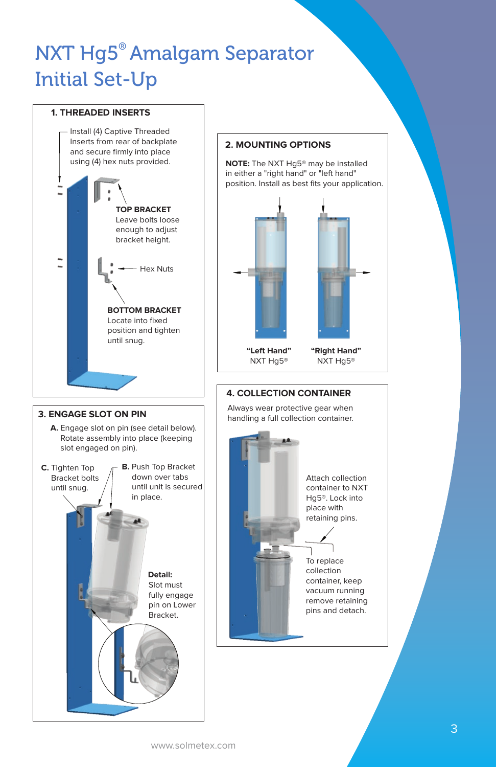# NXT Hg5® Amalgam Separator Initial Set-Up

## 1. THREADED INSERTS

Install (4) Captive Threaded Inserts from rear of backplate and secure firmly into place using (4) hex nuts provided.

**TOP BRACKET**
Leave bolts loose enough to adjust bracket height.

Hex Nuts

**BOTTOM BRACKET**
Locate into fixed position and tighten until snug.

## 2. MOUNTING OPTIONS

**NOTE:** The NXT Hg5® may be installed in either a "right hand" or "left hand" position. Install as best fits your application.

**"Left Hand"** NXT Hg5®

**"Right Hand"** NXT Hg5®

## 3. ENGAGE SLOT ON PIN

**A.** Engage slot on pin (see detail below). Rotate assembly into place (keeping slot engaged on pin).

**B.** Push Top Bracket down over tabs until unit is secured in place.

**C.** Tighten Top Bracket bolts until snug.

**Detail:** Slot must fully engage pin on Lower Bracket.

## 4. COLLECTION CONTAINER

Always wear protective gear when handling a full collection container.

Attach collection container to NXT Hg5®. Lock into place with retaining pins.

To replace collection container, keep vacuum running remove retaining pins and detach.

www.solmetex.com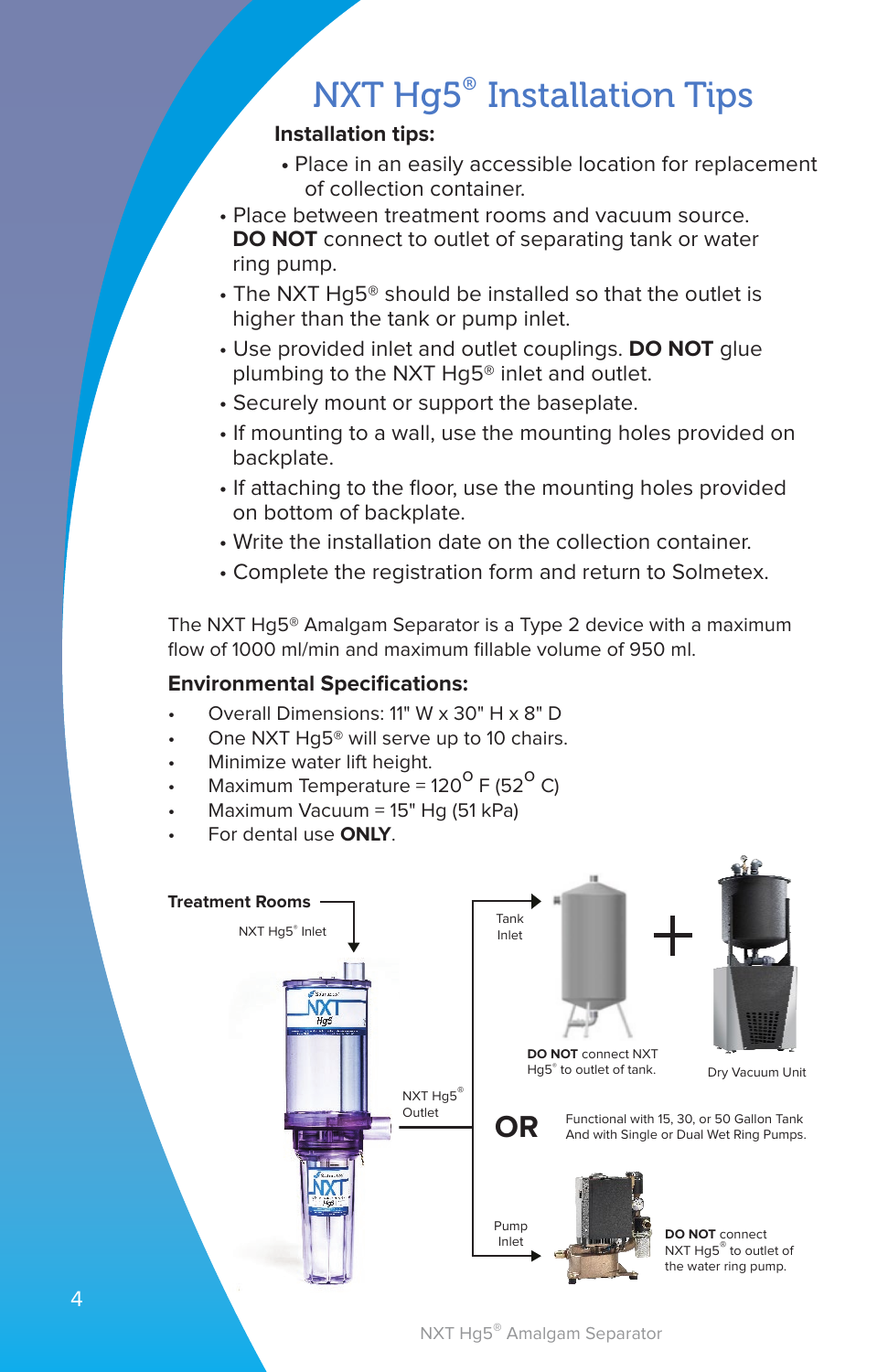# NXT Hg5® Installation Tips

**Installation tips:**

- Place in an easily accessible location for replacement of collection container.
- Place between treatment rooms and vacuum source. **DO NOT** connect to outlet of separating tank or water ring pump.
- The NXT Hg5® should be installed so that the outlet is higher than the tank or pump inlet.
- Use provided inlet and outlet couplings. **DO NOT** glue plumbing to the NXT Hg5® inlet and outlet.
- Securely mount or support the baseplate.
- If mounting to a wall, use the mounting holes provided on backplate.
- If attaching to the floor, use the mounting holes provided on bottom of backplate.
- Write the installation date on the collection container.
- Complete the registration form and return to Solmetex.

The NXT Hg5® Amalgam Separator is a Type 2 device with a maximum flow of 1000 ml/min and maximum fillable volume of 950 ml.

**Environmental Specifications:**

- Overall Dimensions: 11" W x 30" H x 8" D
- One NXT Hg5® will serve up to 10 chairs.
- Minimize water lift height.
- Maximum Temperature = 120° F (52° C)
- Maximum Vacuum = 15" Hg (51 kPa)
- For dental use **ONLY**.

**Treatment Rooms**

NXT Hg5® Inlet

NXT Hg5® Outlet

Tank Inlet

**DO NOT** connect NXT Hg5® to outlet of tank.

Dry Vacuum Unit

**OR**

Functional with 15, 30, or 50 Gallon Tank And with Single or Dual Wet Ring Pumps.

Pump Inlet

**DO NOT** connect NXT Hg5® to outlet of the water ring pump.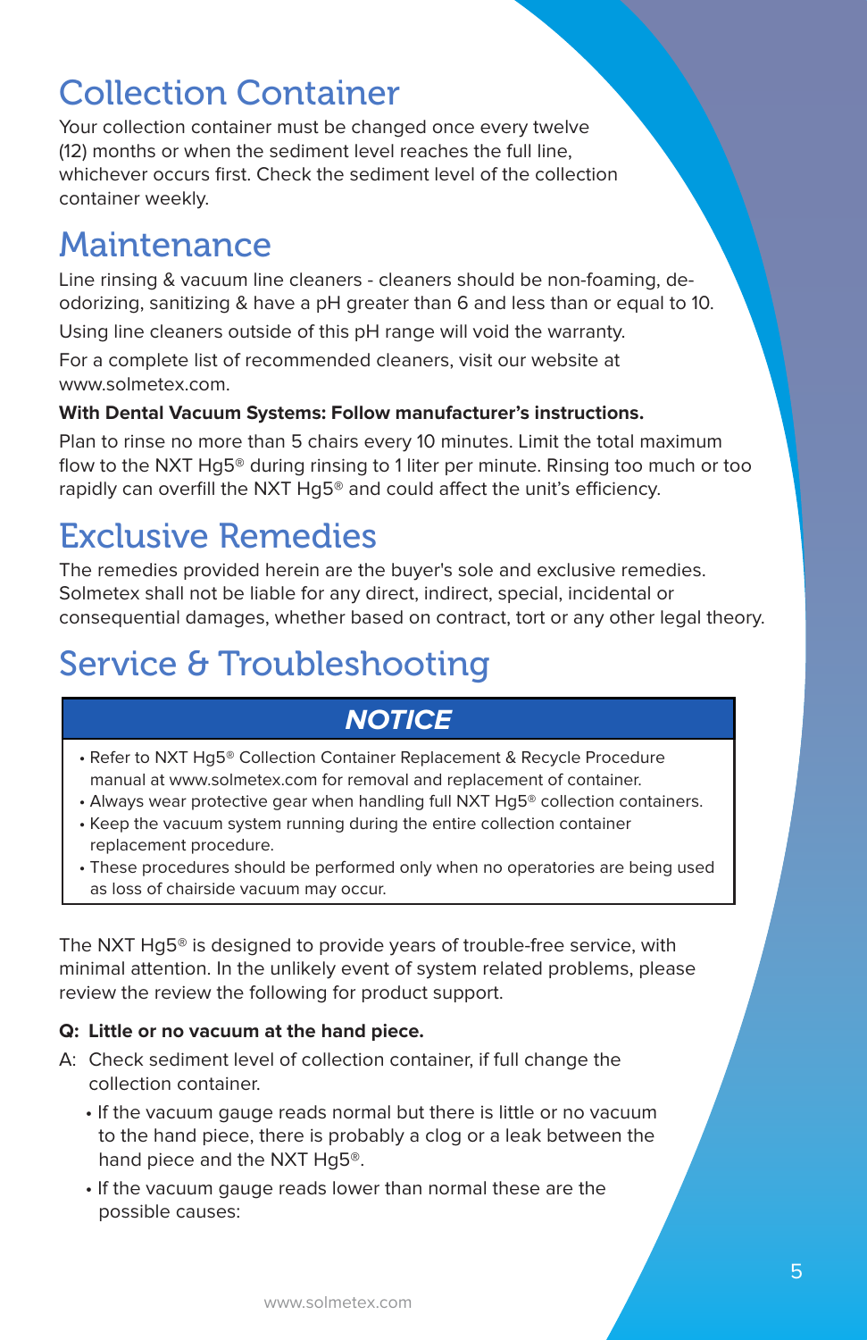## Collection Container

Your collection container must be changed once every twelve (12) months or when the sediment level reaches the full line, whichever occurs first. Check the sediment level of the collection container weekly.

## Maintenance

Line rinsing & vacuum line cleaners - cleaners should be non-foaming, de-odorizing, sanitizing & have a pH greater than 6 and less than or equal to 10.

Using line cleaners outside of this pH range will void the warranty.

For a complete list of recommended cleaners, visit our website at www.solmetex.com.

**With Dental Vacuum Systems: Follow manufacturer's instructions.**

Plan to rinse no more than 5 chairs every 10 minutes. Limit the total maximum flow to the NXT Hg5® during rinsing to 1 liter per minute. Rinsing too much or too rapidly can overfill the NXT Hg5® and could affect the unit's efficiency.

## Exclusive Remedies

The remedies provided herein are the buyer's sole and exclusive remedies. Solmetex shall not be liable for any direct, indirect, special, incidental or consequential damages, whether based on contract, tort or any other legal theory.

## Service & Troubleshooting

**NOTICE**

- Refer to NXT Hg5® Collection Container Replacement & Recycle Procedure manual at www.solmetex.com for removal and replacement of container.
- Always wear protective gear when handling full NXT Hg5® collection containers.
- Keep the vacuum system running during the entire collection container replacement procedure.
- These procedures should be performed only when no operatories are being used as loss of chairside vacuum may occur.

The NXT Hg5® is designed to provide years of trouble-free service, with minimal attention. In the unlikely event of system related problems, please review the review the following for product support.

**Q: Little or no vacuum at the hand piece.**

A: Check sediment level of collection container, if full change the collection container.

- If the vacuum gauge reads normal but there is little or no vacuum to the hand piece, there is probably a clog or a leak between the hand piece and the NXT Hg5®.
- If the vacuum gauge reads lower than normal these are the possible causes: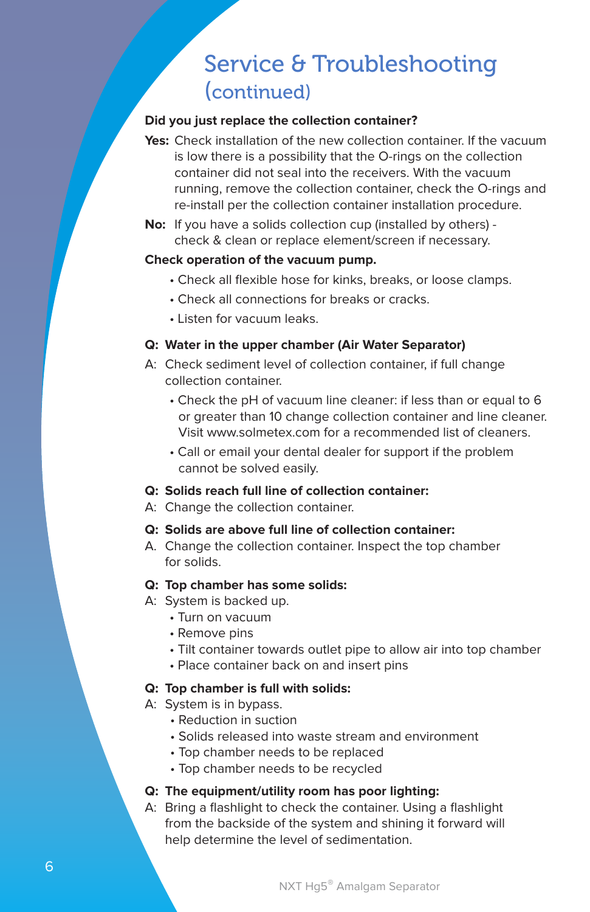# Service & Troubleshooting (continued)

**Did you just replace the collection container?**

**Yes:** Check installation of the new collection container. If the vacuum is low there is a possibility that the O-rings on the collection container did not seal into the receivers. With the vacuum running, remove the collection container, check the O-rings and re-install per the collection container installation procedure.

**No:** If you have a solids collection cup (installed by others) - check & clean or replace element/screen if necessary.

**Check operation of the vacuum pump.**

- Check all flexible hose for kinks, breaks, or loose clamps.
- Check all connections for breaks or cracks.
- Listen for vacuum leaks.

**Q: Water in the upper chamber (Air Water Separator)**

A: Check sediment level of collection container, if full change collection container.

- Check the pH of vacuum line cleaner: if less than or equal to 6 or greater than 10 change collection container and line cleaner. Visit www.solmetex.com for a recommended list of cleaners.
- Call or email your dental dealer for support if the problem cannot be solved easily.

**Q: Solids reach full line of collection container:**

A: Change the collection container.

**Q: Solids are above full line of collection container:**

A. Change the collection container. Inspect the top chamber for solids.

**Q: Top chamber has some solids:**

A: System is backed up.

- Turn on vacuum
- Remove pins
- Tilt container towards outlet pipe to allow air into top chamber
- Place container back on and insert pins

**Q: Top chamber is full with solids:**

A: System is in bypass.

- Reduction in suction
- Solids released into waste stream and environment
- Top chamber needs to be replaced
- Top chamber needs to be recycled

**Q: The equipment/utility room has poor lighting:**

A: Bring a flashlight to check the container. Using a flashlight from the backside of the system and shining it forward will help determine the level of sedimentation.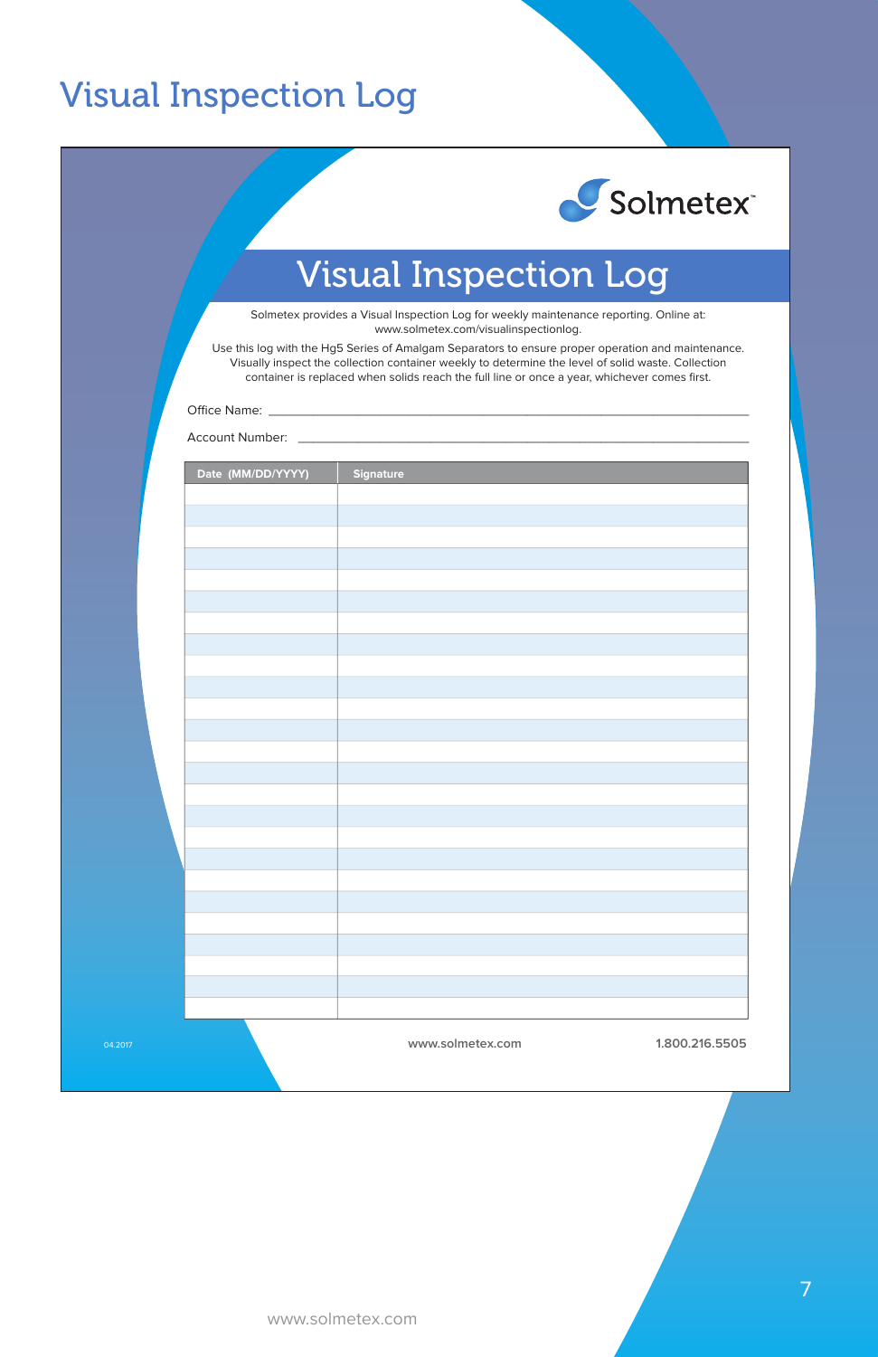# Visual Inspection Log

Solmetex

## Visual Inspection Log

Solmetex provides a Visual Inspection Log for weekly maintenance reporting. Online at: www.solmetex.com/visualinspectionlog.

Use this log with the Hg5 Series of Amalgam Separators to ensure proper operation and maintenance. Visually inspect the collection container weekly to determine the level of solid waste. Collection container is replaced when solids reach the full line or once a year, whichever comes first.

Office Name: \_\_\_\_\_\_\_\_\_\_\_\_\_\_\_\_\_\_\_\_\_\_\_\_\_\_\_\_\_\_\_\_\_\_\_\_\_\_\_\_

Account Number: \_\_\_\_\_\_\_\_\_\_\_\_\_\_\_\_\_\_\_\_\_\_\_\_\_\_\_\_\_\_\_\_\_\_\_\_\_\_

| Date (MM/DD/YYYY) | Signature |
| --- | --- |
| | |
| | |
| | |
| | |
| | |
| | |
| | |
| | |
| | |
| | |
| | |
| | |
| | |
| | |
| | |
| | |
| | |
| | |
| | |
| | |
| | |
| | |
| | |
| | |
| | |

04.2017

www.solmetex.com

1.800.216.5505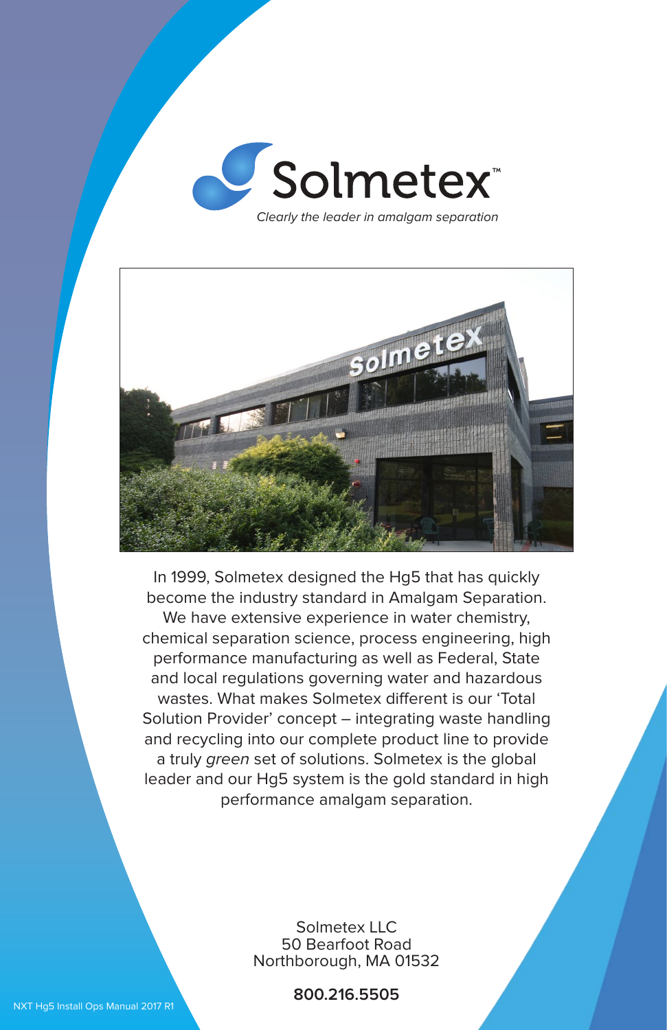Solmetex™

*Clearly the leader in amalgam separation*

In 1999, Solmetex designed the Hg5 that has quickly become the industry standard in Amalgam Separation. We have extensive experience in water chemistry, chemical separation science, process engineering, high performance manufacturing as well as Federal, State and local regulations governing water and hazardous wastes. What makes Solmetex different is our 'Total Solution Provider' concept – integrating waste handling and recycling into our complete product line to provide a truly *green* set of solutions. Solmetex is the global leader and our Hg5 system is the gold standard in high performance amalgam separation.

Solmetex LLC
50 Bearfoot Road
Northborough, MA 01532

**800.216.5505**

NXT Hg5 Install Ops Manual 2017 R1